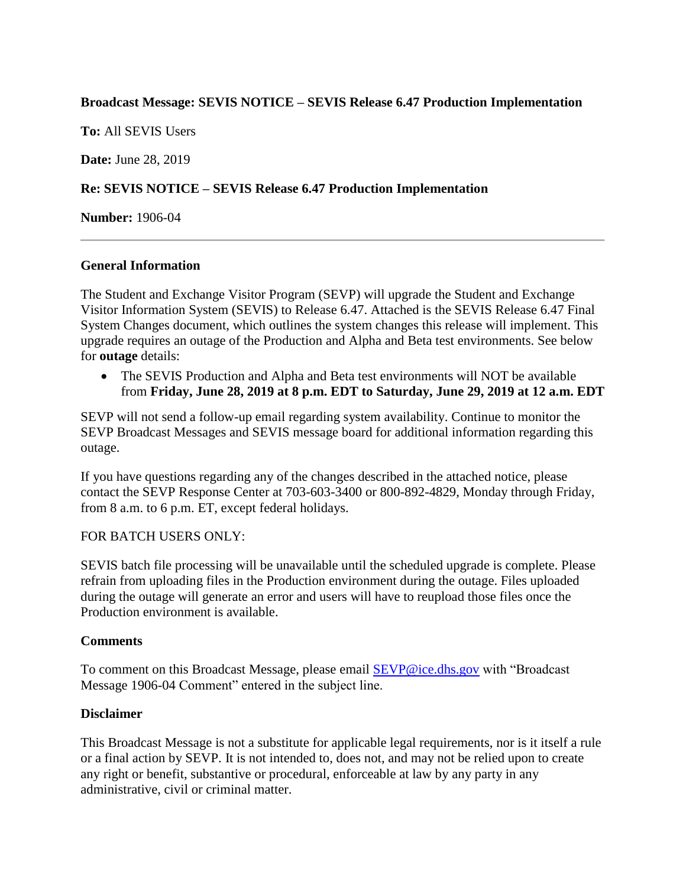**Broadcast Message: SEVIS NOTICE – SEVIS Release 6.47 Production Implementation**

**To:** All SEVIS Users

**Date:** June 28, 2019

**Re: SEVIS NOTICE – SEVIS Release 6.47 Production Implementation**

**Number:** 1906-04

---

### General Information

The Student and Exchange Visitor Program (SEVP) will upgrade the Student and Exchange Visitor Information System (SEVIS) to Release 6.47. Attached is the SEVIS Release 6.47 Final System Changes document, which outlines the system changes this release will implement. This upgrade requires an outage of the Production and Alpha and Beta test environments. See below for **outage** details:

- The SEVIS Production and Alpha and Beta test environments will NOT be available from **Friday, June 28, 2019 at 8 p.m. EDT to Saturday, June 29, 2019 at 12 a.m. EDT**

SEVP will not send a follow-up email regarding system availability. Continue to monitor the SEVP Broadcast Messages and SEVIS message board for additional information regarding this outage.

If you have questions regarding any of the changes described in the attached notice, please contact the SEVP Response Center at 703-603-3400 or 800-892-4829, Monday through Friday, from 8 a.m. to 6 p.m. ET, except federal holidays.

FOR BATCH USERS ONLY:

SEVIS batch file processing will be unavailable until the scheduled upgrade is complete. Please refrain from uploading files in the Production environment during the outage. Files uploaded during the outage will generate an error and users will have to reupload those files once the Production environment is available.

### Comments

To comment on this Broadcast Message, please email [SEVP@ice.dhs.gov](mailto:SEVP@ice.dhs.gov) with "Broadcast Message 1906-04 Comment" entered in the subject line.

### Disclaimer

This Broadcast Message is not a substitute for applicable legal requirements, nor is it itself a rule or a final action by SEVP. It is not intended to, does not, and may not be relied upon to create any right or benefit, substantive or procedural, enforceable at law by any party in any administrative, civil or criminal matter.